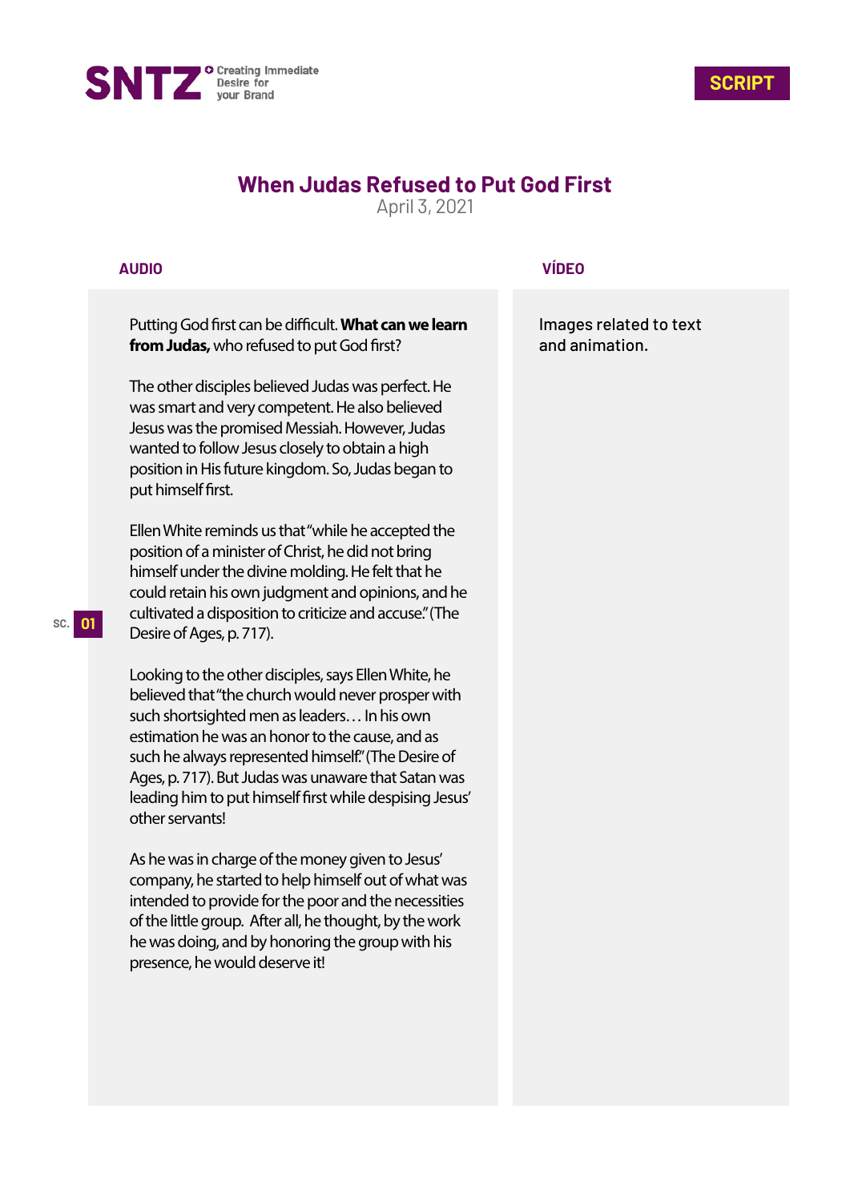SNTZ Creating Immediate Desire for your Brand

SCRIPT

# When Judas Refused to Put God First

April 3, 2021

| AUDIO | VÍDEO |
|---|---|
| SC. 01 | |
| Putting God first can be difficult. **What can we learn from Judas,** who refused to put God first?<br><br>The other disciples believed Judas was perfect. He was smart and very competent. He also believed Jesus was the promised Messiah. However, Judas wanted to follow Jesus closely to obtain a high position in His future kingdom. So, Judas began to put himself first.<br><br>Ellen White reminds us that "while he accepted the position of a minister of Christ, he did not bring himself under the divine molding. He felt that he could retain his own judgment and opinions, and he cultivated a disposition to criticize and accuse." (The Desire of Ages, p. 717).<br><br>Looking to the other disciples, says Ellen White, he believed that "the church would never prosper with such shortsighted men as leaders… In his own estimation he was an honor to the cause, and as such he always represented himself." (The Desire of Ages, p. 717). But Judas was unaware that Satan was leading him to put himself first while despising Jesus' other servants!<br><br>As he was in charge of the money given to Jesus' company, he started to help himself out of what was intended to provide for the poor and the necessities of the little group. After all, he thought, by the work he was doing, and by honoring the group with his presence, he would deserve it! | Images related to text and animation. |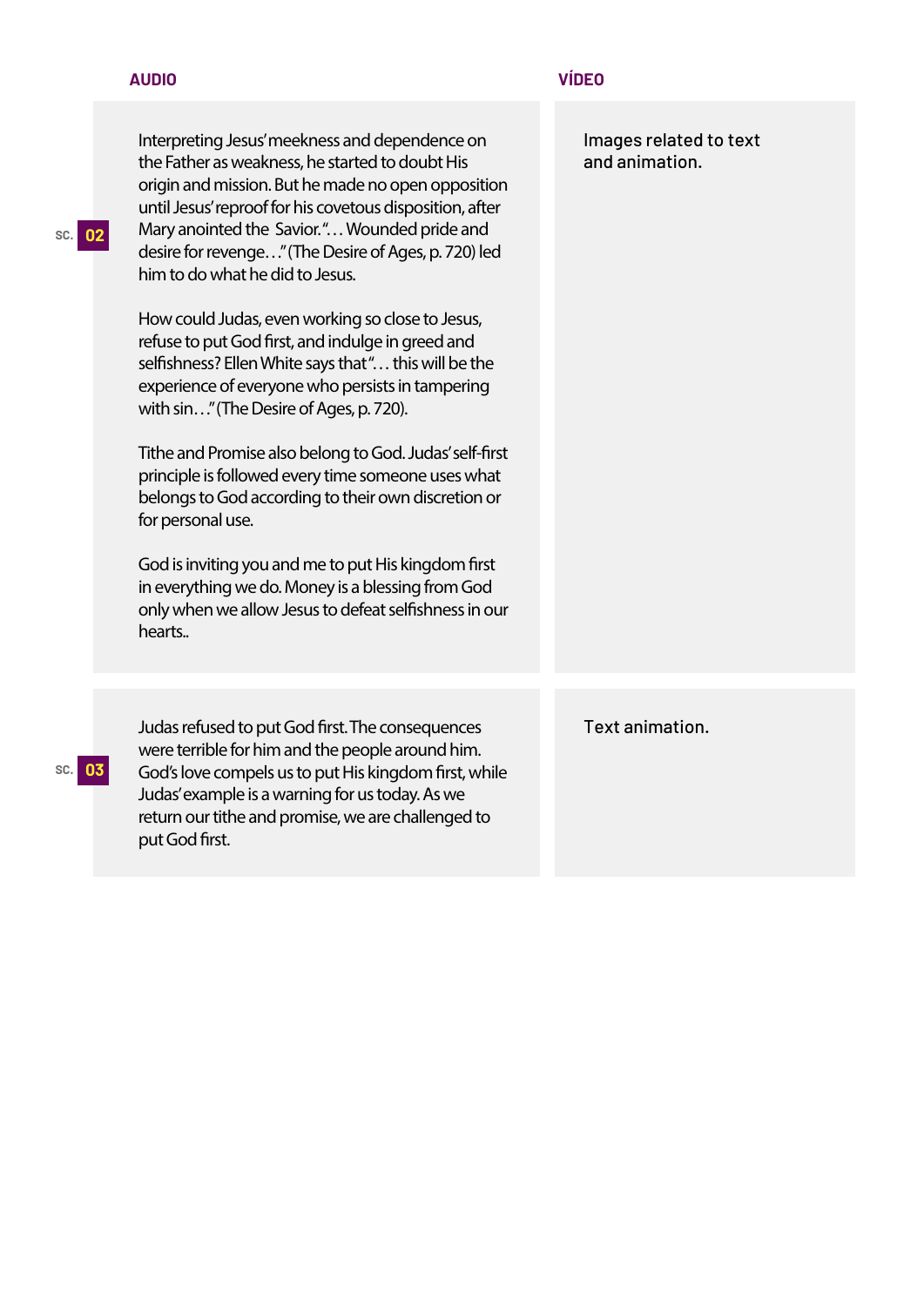| SC. | AUDIO | VÍDEO |
|---|---|---|
| 02 | Interpreting Jesus' meekness and dependence on the Father as weakness, he started to doubt His origin and mission. But he made no open opposition until Jesus' reproof for his covetous disposition, after Mary anointed the Savior. "… Wounded pride and desire for revenge…" (The Desire of Ages, p. 720) led him to do what he did to Jesus.<br><br>How could Judas, even working so close to Jesus, refuse to put God first, and indulge in greed and selfishness? Ellen White says that "… this will be the experience of everyone who persists in tampering with sin…" (The Desire of Ages, p. 720).<br><br>Tithe and Promise also belong to God. Judas' self-first principle is followed every time someone uses what belongs to God according to their own discretion or for personal use.<br><br>God is inviting you and me to put His kingdom first in everything we do. Money is a blessing from God only when we allow Jesus to defeat selfishness in our hearts.. | Images related to text and animation. |
| 03 | Judas refused to put God first. The consequences were terrible for him and the people around him. God's love compels us to put His kingdom first, while Judas' example is a warning for us today. As we return our tithe and promise, we are challenged to put God first. | Text animation. |